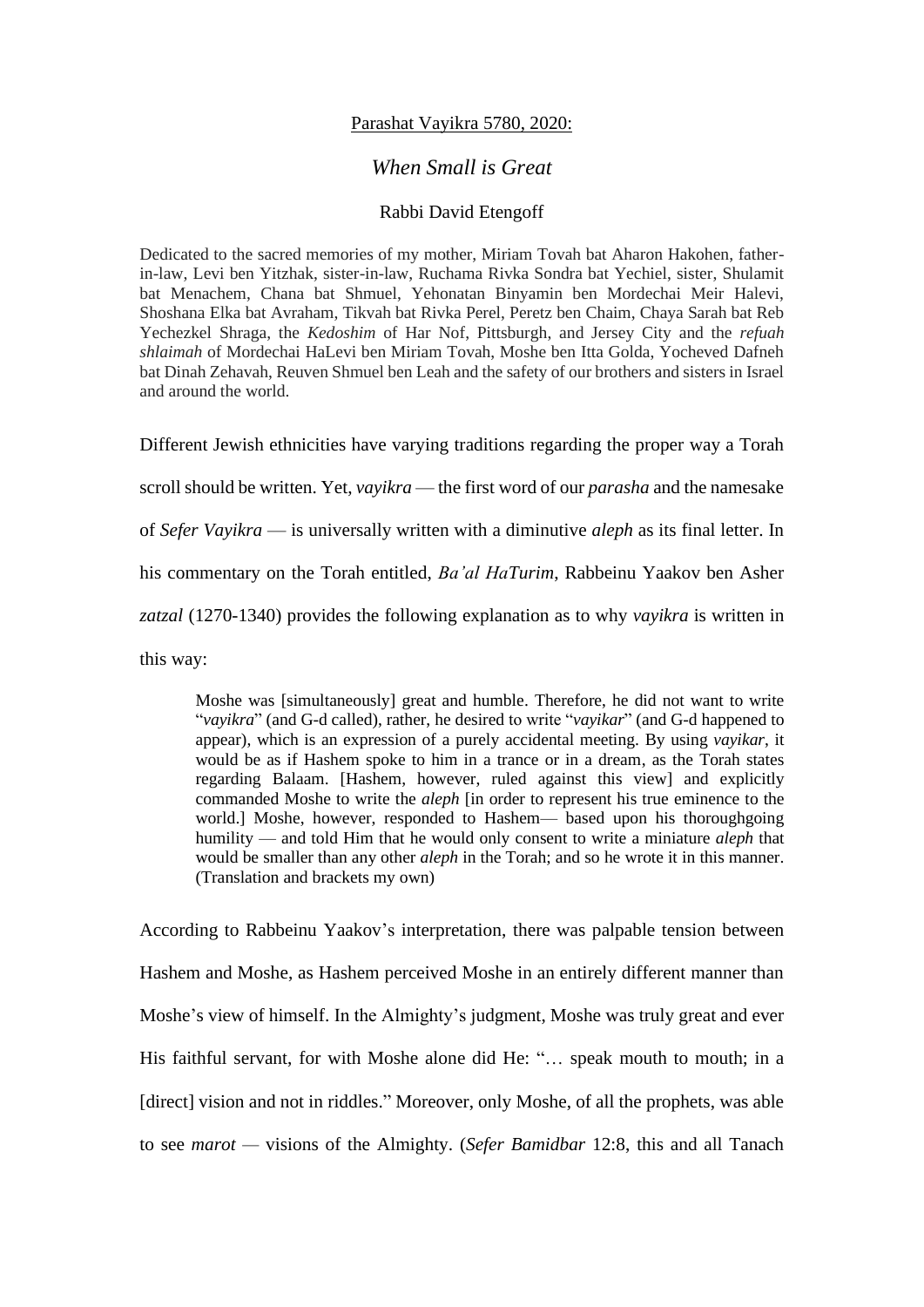Parashat Vayikra 5780, 2020:

## *When Small is Great*

Rabbi David Etengoff

Dedicated to the sacred memories of my mother, Miriam Tovah bat Aharon Hakohen, father-in-law, Levi ben Yitzhak, sister-in-law, Ruchama Rivka Sondra bat Yechiel, sister, Shulamit bat Menachem, Chana bat Shmuel, Yehonatan Binyamin ben Mordechai Meir Halevi, Shoshana Elka bat Avraham, Tikvah bat Rivka Perel, Peretz ben Chaim, Chaya Sarah bat Reb Yechezkel Shraga, the *Kedoshim* of Har Nof, Pittsburgh, and Jersey City and the *refuah shlaimah* of Mordechai HaLevi ben Miriam Tovah, Moshe ben Itta Golda, Yocheved Dafneh bat Dinah Zehavah, Reuven Shmuel ben Leah and the safety of our brothers and sisters in Israel and around the world.

Different Jewish ethnicities have varying traditions regarding the proper way a Torah scroll should be written. Yet, *vayikra* — the first word of our *parasha* and the namesake of *Sefer Vayikra* — is universally written with a diminutive *aleph* as its final letter. In his commentary on the Torah entitled, *Ba'al HaTurim*, Rabbeinu Yaakov ben Asher *zatzal* (1270-1340) provides the following explanation as to why *vayikra* is written in this way:

> Moshe was [simultaneously] great and humble. Therefore, he did not want to write "*vayikra*" (and G-d called), rather, he desired to write "*vayikar*" (and G-d happened to appear), which is an expression of a purely accidental meeting. By using *vayikar*, it would be as if Hashem spoke to him in a trance or in a dream, as the Torah states regarding Balaam. [Hashem, however, ruled against this view] and explicitly commanded Moshe to write the *aleph* [in order to represent his true eminence to the world.] Moshe, however, responded to Hashem— based upon his thoroughgoing humility — and told Him that he would only consent to write a miniature *aleph* that would be smaller than any other *aleph* in the Torah; and so he wrote it in this manner. (Translation and brackets my own)

According to Rabbeinu Yaakov's interpretation, there was palpable tension between Hashem and Moshe, as Hashem perceived Moshe in an entirely different manner than Moshe's view of himself. In the Almighty's judgment, Moshe was truly great and ever His faithful servant, for with Moshe alone did He: "… speak mouth to mouth; in a [direct] vision and not in riddles." Moreover, only Moshe, of all the prophets, was able to see *marot* — visions of the Almighty. (*Sefer Bamidbar* 12:8, this and all Tanach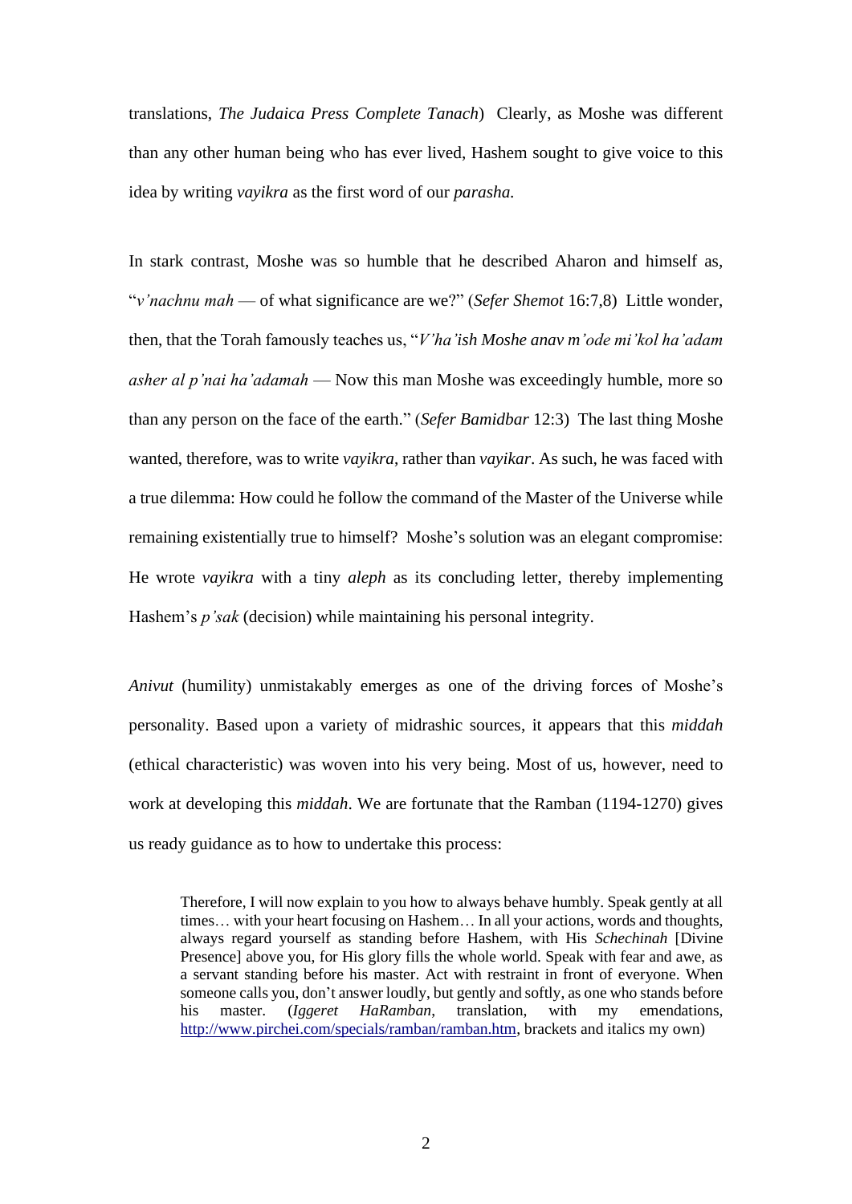translations, *The Judaica Press Complete Tanach*) Clearly, as Moshe was different than any other human being who has ever lived, Hashem sought to give voice to this idea by writing *vayikra* as the first word of our *parasha.*

In stark contrast, Moshe was so humble that he described Aharon and himself as, "*v'nachnu mah* — of what significance are we?" (*Sefer Shemot* 16:7,8) Little wonder, then, that the Torah famously teaches us, "*V'ha'ish Moshe anav m'ode mi'kol ha'adam asher al p'nai ha'adamah* — Now this man Moshe was exceedingly humble, more so than any person on the face of the earth." (*Sefer Bamidbar* 12:3) The last thing Moshe wanted, therefore, was to write *vayikra*, rather than *vayikar*. As such, he was faced with a true dilemma: How could he follow the command of the Master of the Universe while remaining existentially true to himself? Moshe's solution was an elegant compromise: He wrote *vayikra* with a tiny *aleph* as its concluding letter, thereby implementing Hashem's *p'sak* (decision) while maintaining his personal integrity.

*Anivut* (humility) unmistakably emerges as one of the driving forces of Moshe's personality. Based upon a variety of midrashic sources, it appears that this *middah* (ethical characteristic) was woven into his very being. Most of us, however, need to work at developing this *middah*. We are fortunate that the Ramban (1194-1270) gives us ready guidance as to how to undertake this process:

> Therefore, I will now explain to you how to always behave humbly. Speak gently at all times… with your heart focusing on Hashem… In all your actions, words and thoughts, always regard yourself as standing before Hashem, with His *Schechinah* [Divine Presence] above you, for His glory fills the whole world. Speak with fear and awe, as a servant standing before his master. Act with restraint in front of everyone. When someone calls you, don't answer loudly, but gently and softly, as one who stands before his master. (*Iggeret HaRamban*, translation, with my emendations, http://www.pirchei.com/specials/ramban/ramban.htm, brackets and italics my own)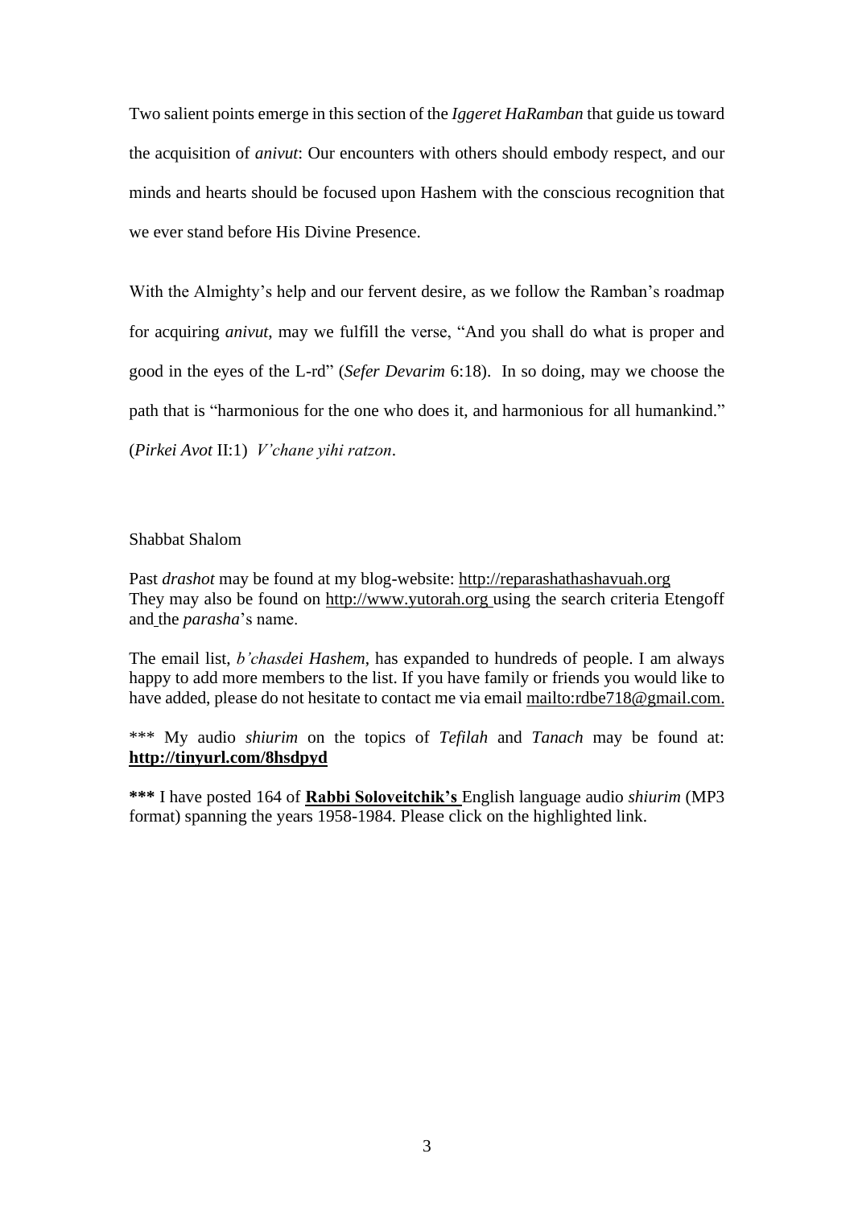Two salient points emerge in this section of the *Iggeret HaRamban* that guide us toward the acquisition of *anivut*: Our encounters with others should embody respect, and our minds and hearts should be focused upon Hashem with the conscious recognition that we ever stand before His Divine Presence.

With the Almighty's help and our fervent desire, as we follow the Ramban's roadmap for acquiring *anivut*, may we fulfill the verse, "And you shall do what is proper and good in the eyes of the L-rd" (*Sefer Devarim* 6:18). In so doing, may we choose the path that is "harmonious for the one who does it, and harmonious for all humankind." (*Pirkei Avot* II:1) *V'chane yihi ratzon*.

Shabbat Shalom

Past *drashot* may be found at my blog-website: http://reparashathashavuah.org
They may also be found on http://www.yutorah.org using the search criteria Etengoff and the *parasha*'s name.

The email list, *b'chasdei Hashem*, has expanded to hundreds of people. I am always happy to add more members to the list. If you have family or friends you would like to have added, please do not hesitate to contact me via email mailto:rdbe718@gmail.com.

*** My audio *shiurim* on the topics of *Tefilah* and *Tanach* may be found at: **http://tinyurl.com/8hsdpyd**

**\*\*\*** I have posted 164 of **Rabbi Soloveitchik's** English language audio *shiurim* (MP3 format) spanning the years 1958-1984. Please click on the highlighted link.